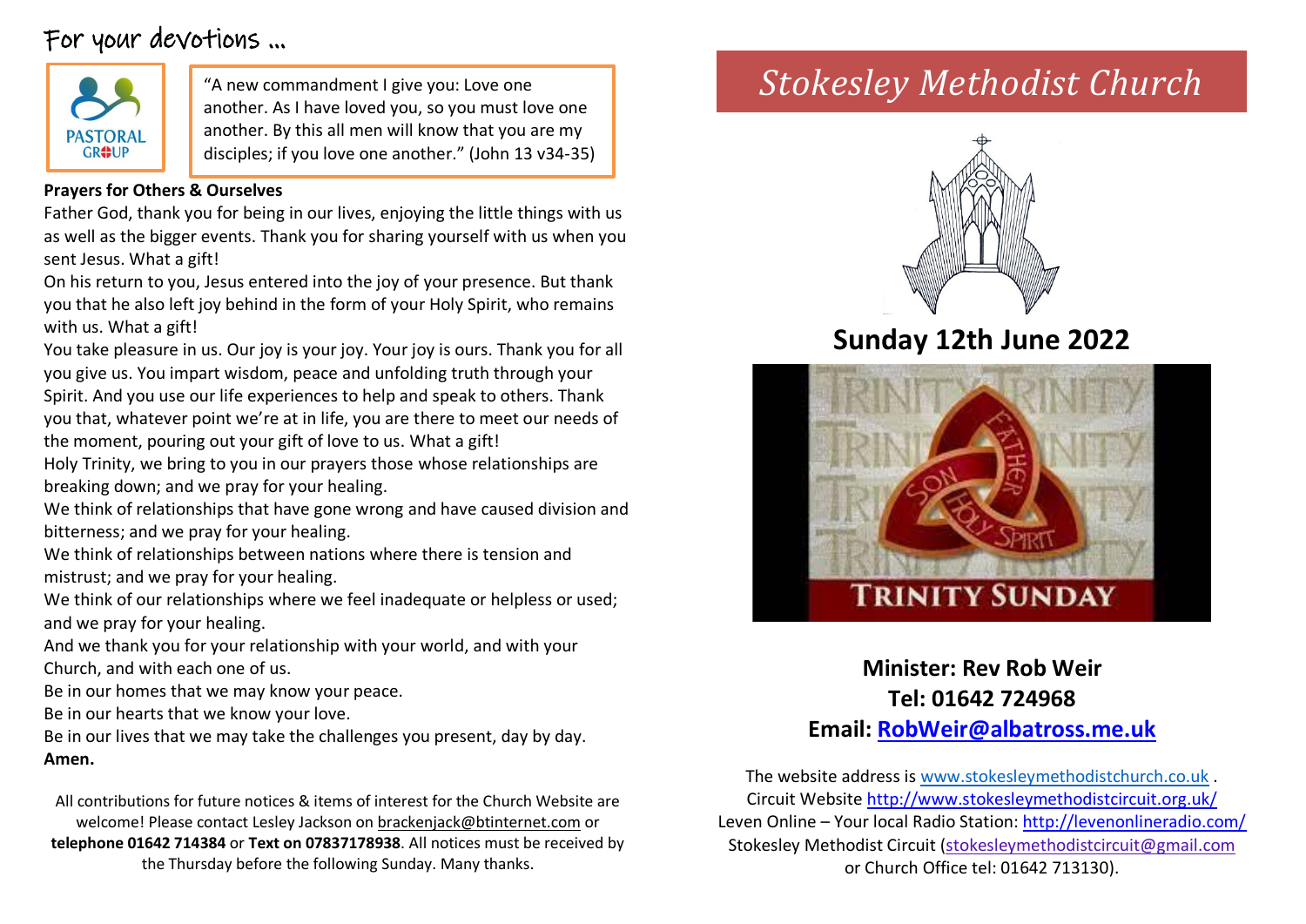# For your devotions …

PASTORAL GROUP

"A new commandment I give you: Love one another. As I have loved you, so you must love one another. By this all men will know that you are my disciples; if you love one another." (John 13 v34-35)

**Prayers for Others & Ourselves**

Father God, thank you for being in our lives, enjoying the little things with us as well as the bigger events. Thank you for sharing yourself with us when you sent Jesus. What a gift!

On his return to you, Jesus entered into the joy of your presence. But thank you that he also left joy behind in the form of your Holy Spirit, who remains with us. What a gift!

You take pleasure in us. Our joy is your joy. Your joy is ours. Thank you for all you give us. You impart wisdom, peace and unfolding truth through your Spirit. And you use our life experiences to help and speak to others. Thank you that, whatever point we're at in life, you are there to meet our needs of the moment, pouring out your gift of love to us. What a gift!

Holy Trinity, we bring to you in our prayers those whose relationships are breaking down; and we pray for your healing.

We think of relationships that have gone wrong and have caused division and bitterness; and we pray for your healing.

We think of relationships between nations where there is tension and mistrust; and we pray for your healing.

We think of our relationships where we feel inadequate or helpless or used; and we pray for your healing.

And we thank you for your relationship with your world, and with your Church, and with each one of us.

Be in our homes that we may know your peace.

Be in our hearts that we know your love.

Be in our lives that we may take the challenges you present, day by day.

**Amen.**

All contributions for future notices & items of interest for the Church Website are welcome! Please contact Lesley Jackson on brackenjack@btinternet.com or **telephone 01642 714384** or **Text on 07837178938**. All notices must be received by the Thursday before the following Sunday. Many thanks.

# *Stokesley Methodist Church*

## Sunday 12th June 2022

TRINITY SUNDAY

**Minister: Rev Rob Weir**
**Tel: 01642 724968**
**Email: RobWeir@albatross.me.uk**

The website address is www.stokesleymethodistchurch.co.uk .
Circuit Website http://www.stokesleymethodistcircuit.org.uk/
Leven Online – Your local Radio Station: http://levenonlineradio.com/
Stokesley Methodist Circuit (stokesleymethodistcircuit@gmail.com or Church Office tel: 01642 713130).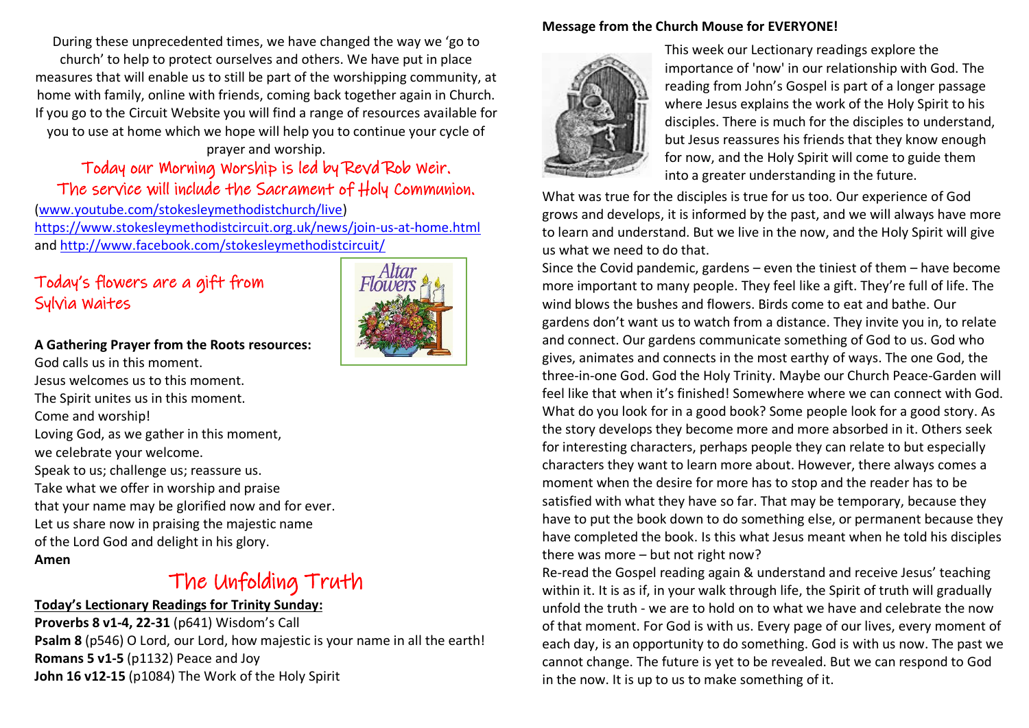During these unprecedented times, we have changed the way we 'go to church' to help to protect ourselves and others. We have put in place measures that will enable us to still be part of the worshipping community, at home with family, online with friends, coming back together again in Church. If you go to the Circuit Website you will find a range of resources available for you to use at home which we hope will help you to continue your cycle of prayer and worship.

**Today our Morning Worship is led by Revd Rob Weir.**
**The service will include the Sacrament of Holy Communion.**

(www.youtube.com/stokesleymethodistchurch/live)
https://www.stokesleymethodistcircuit.org.uk/news/join-us-at-home.html
and http://www.facebook.com/stokesleymethodistcircuit/

## Today's flowers are a gift from Sylvia Waites

**A Gathering Prayer from the Roots resources:**

God calls us in this moment.
Jesus welcomes us to this moment.
The Spirit unites us in this moment.
Come and worship!
Loving God, as we gather in this moment,
we celebrate your welcome.
Speak to us; challenge us; reassure us.
Take what we offer in worship and praise
that your name may be glorified now and for ever.
Let us share now in praising the majestic name
of the Lord God and delight in his glory.
**Amen**

# The Unfolding Truth

**Today's Lectionary Readings for Trinity Sunday:**

**Proverbs 8 v1-4, 22-31** (p641) Wisdom's Call
**Psalm 8** (p546) O Lord, our Lord, how majestic is your name in all the earth!
**Romans 5 v1-5** (p1132) Peace and Joy
**John 16 v12-15** (p1084) The Work of the Holy Spirit

**Message from the Church Mouse for EVERYONE!**

This week our Lectionary readings explore the importance of 'now' in our relationship with God. The reading from John's Gospel is part of a longer passage where Jesus explains the work of the Holy Spirit to his disciples. There is much for the disciples to understand, but Jesus reassures his friends that they know enough for now, and the Holy Spirit will come to guide them into a greater understanding in the future.

What was true for the disciples is true for us too. Our experience of God grows and develops, it is informed by the past, and we will always have more to learn and understand. But we live in the now, and the Holy Spirit will give us what we need to do that.

Since the Covid pandemic, gardens – even the tiniest of them – have become more important to many people. They feel like a gift. They're full of life. The wind blows the bushes and flowers. Birds come to eat and bathe. Our gardens don't want us to watch from a distance. They invite you in, to relate and connect. Our gardens communicate something of God to us. God who gives, animates and connects in the most earthy of ways. The one God, the three-in-one God. God the Holy Trinity. Maybe our Church Peace-Garden will feel like that when it's finished! Somewhere where we can connect with God.

What do you look for in a good book? Some people look for a good story. As the story develops they become more and more absorbed in it. Others seek for interesting characters, perhaps people they can relate to but especially characters they want to learn more about. However, there always comes a moment when the desire for more has to stop and the reader has to be satisfied with what they have so far. That may be temporary, because they have to put the book down to do something else, or permanent because they have completed the book. Is this what Jesus meant when he told his disciples there was more – but not right now?

Re-read the Gospel reading again & understand and receive Jesus' teaching within it. It is as if, in your walk through life, the Spirit of truth will gradually unfold the truth - we are to hold on to what we have and celebrate the now of that moment. For God is with us. Every page of our lives, every moment of each day, is an opportunity to do something. God is with us now. The past we cannot change. The future is yet to be revealed. But we can respond to God in the now. It is up to us to make something of it.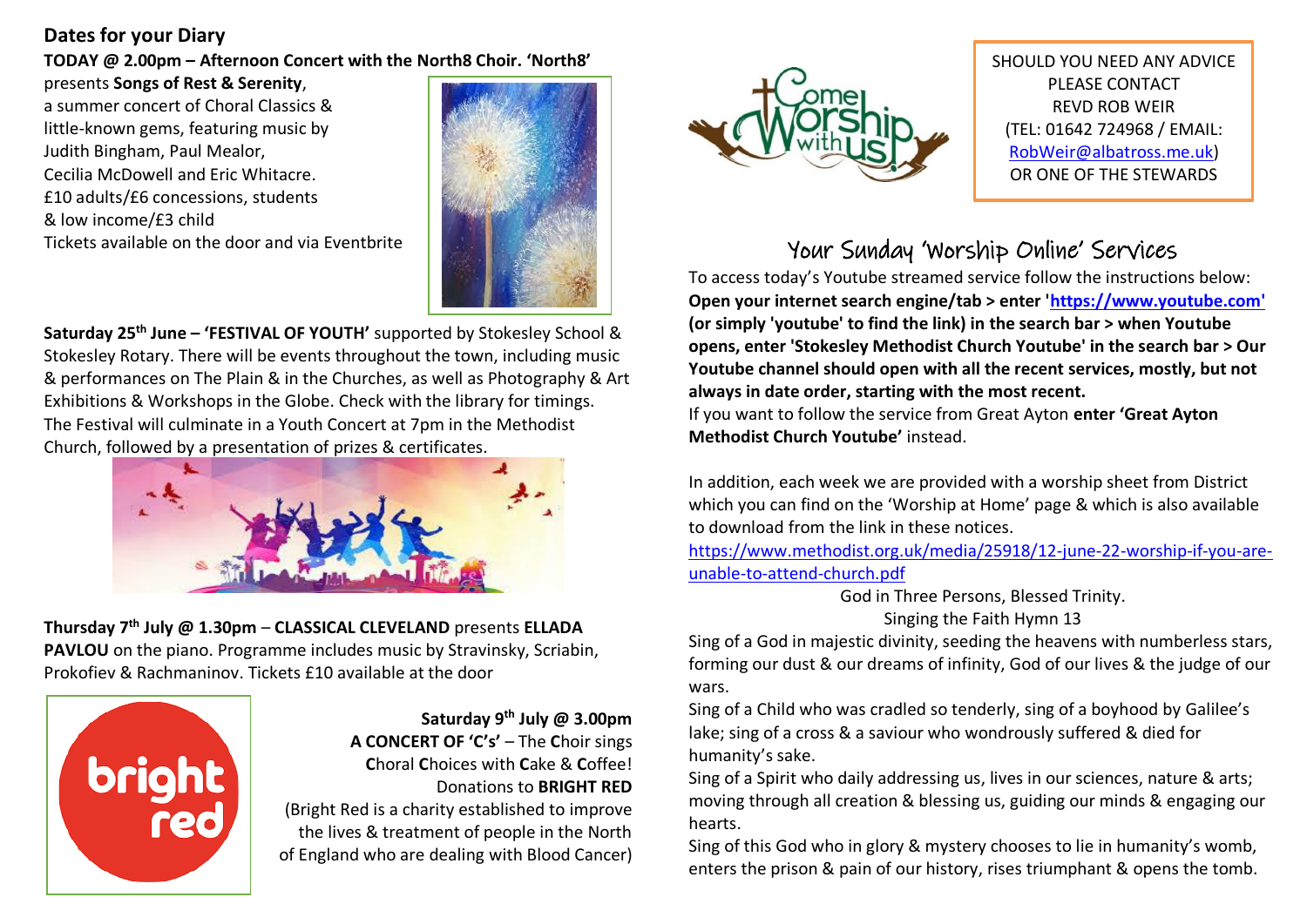## Dates for your Diary

**TODAY @ 2.00pm – Afternoon Concert with the North8 Choir. 'North8'** presents **Songs of Rest & Serenity**, a summer concert of Choral Classics & little-known gems, featuring music by Judith Bingham, Paul Mealor, Cecilia McDowell and Eric Whitacre.
£10 adults/£6 concessions, students & low income/£3 child
Tickets available on the door and via Eventbrite

**Saturday 25th June – 'FESTIVAL OF YOUTH'** supported by Stokesley School & Stokesley Rotary. There will be events throughout the town, including music & performances on The Plain & in the Churches, as well as Photography & Art Exhibitions & Workshops in the Globe. Check with the library for timings. The Festival will culminate in a Youth Concert at 7pm in the Methodist Church, followed by a presentation of prizes & certificates.

**Thursday 7th July @ 1.30pm** – **CLASSICAL CLEVELAND** presents **ELLADA PAVLOU** on the piano. Programme includes music by Stravinsky, Scriabin, Prokofiev & Rachmaninov. Tickets £10 available at the door

**Saturday 9th July @ 3.00pm**
**A CONCERT OF 'C's'** – The **C**hoir sings **C**horal **C**hoices with **C**ake & **C**offee!
Donations to **BRIGHT RED**
(Bright Red is a charity established to improve the lives & treatment of people in the North of England who are dealing with Blood Cancer)

SHOULD YOU NEED ANY ADVICE PLEASE CONTACT REVD ROB WEIR (TEL: 01642 724968 / EMAIL: RobWeir@albatross.me.uk) OR ONE OF THE STEWARDS

## Your Sunday 'Worship Online' Services

To access today's Youtube streamed service follow the instructions below:
**Open your internet search engine/tab > enter 'https://www.youtube.com' (or simply 'youtube' to find the link) in the search bar > when Youtube opens, enter 'Stokesley Methodist Church Youtube' in the search bar > Our Youtube channel should open with all the recent services, mostly, but not always in date order, starting with the most recent.**
If you want to follow the service from Great Ayton **enter 'Great Ayton Methodist Church Youtube'** instead.

In addition, each week we are provided with a worship sheet from District which you can find on the 'Worship at Home' page & which is also available to download from the link in these notices.
https://www.methodist.org.uk/media/25918/12-june-22-worship-if-you-are-unable-to-attend-church.pdf

God in Three Persons, Blessed Trinity.
Singing the Faith Hymn 13

Sing of a God in majestic divinity, seeding the heavens with numberless stars, forming our dust & our dreams of infinity, God of our lives & the judge of our wars.

Sing of a Child who was cradled so tenderly, sing of a boyhood by Galilee's lake; sing of a cross & a saviour who wondrously suffered & died for humanity's sake.

Sing of a Spirit who daily addressing us, lives in our sciences, nature & arts; moving through all creation & blessing us, guiding our minds & engaging our hearts.

Sing of this God who in glory & mystery chooses to lie in humanity's womb, enters the prison & pain of our history, rises triumphant & opens the tomb.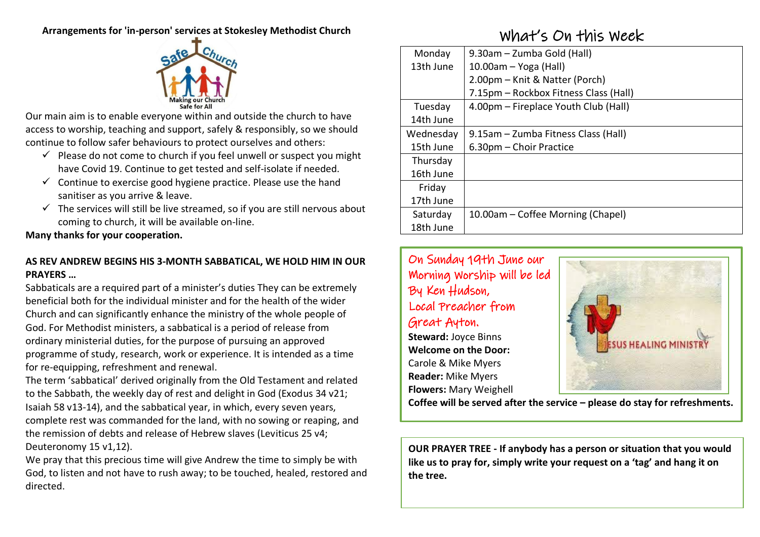**Arrangements for 'in-person' services at Stokesley Methodist Church**

Safe Church
Making our Church Safe for All

Our main aim is to enable everyone within and outside the church to have access to worship, teaching and support, safely & responsibly, so we should continue to follow safer behaviours to protect ourselves and others:

- ✓ Please do not come to church if you feel unwell or suspect you might have Covid 19. Continue to get tested and self-isolate if needed.
- ✓ Continue to exercise good hygiene practice. Please use the hand sanitiser as you arrive & leave.
- ✓ The services will still be live streamed, so if you are still nervous about coming to church, it will be available on-line.

**Many thanks for your cooperation.**

**AS REV ANDREW BEGINS HIS 3-MONTH SABBATICAL, WE HOLD HIM IN OUR PRAYERS …**

Sabbaticals are a required part of a minister's duties They can be extremely beneficial both for the individual minister and for the health of the wider Church and can significantly enhance the ministry of the whole people of God. For Methodist ministers, a sabbatical is a period of release from ordinary ministerial duties, for the purpose of pursuing an approved programme of study, research, work or experience. It is intended as a time for re-equipping, refreshment and renewal.

The term 'sabbatical' derived originally from the Old Testament and related to the Sabbath, the weekly day of rest and delight in God (Exodus 34 v21; Isaiah 58 v13-14), and the sabbatical year, in which, every seven years, complete rest was commanded for the land, with no sowing or reaping, and the remission of debts and release of Hebrew slaves (Leviticus 25 v4; Deuteronomy 15 v1,12).

We pray that this precious time will give Andrew the time to simply be with God, to listen and not have to rush away; to be touched, healed, restored and directed.

## What's On this Week

| | |
|---|---|
| Monday 13th June | 9.30am – Zumba Gold (Hall)<br>10.00am – Yoga (Hall)<br>2.00pm – Knit & Natter (Porch)<br>7.15pm – Rockbox Fitness Class (Hall) |
| Tuesday 14th June | 4.00pm – Fireplace Youth Club (Hall) |
| Wednesday 15th June | 9.15am – Zumba Fitness Class (Hall)<br>6.30pm – Choir Practice |
| Thursday 16th June | |
| Friday 17th June | |
| Saturday 18th June | 10.00am – Coffee Morning (Chapel) |

On Sunday 19th June our Morning Worship will be led By Ken Hudson, Local Preacher from Great Ayton.

**Steward:** Joyce Binns
**Welcome on the Door:** Carole & Mike Myers
**Reader:** Mike Myers
**Flowers:** Mary Weighell

JESUS HEALING MINISTRY

**Coffee will be served after the service – please do stay for refreshments.**

**OUR PRAYER TREE - If anybody has a person or situation that you would like us to pray for, simply write your request on a 'tag' and hang it on the tree.**